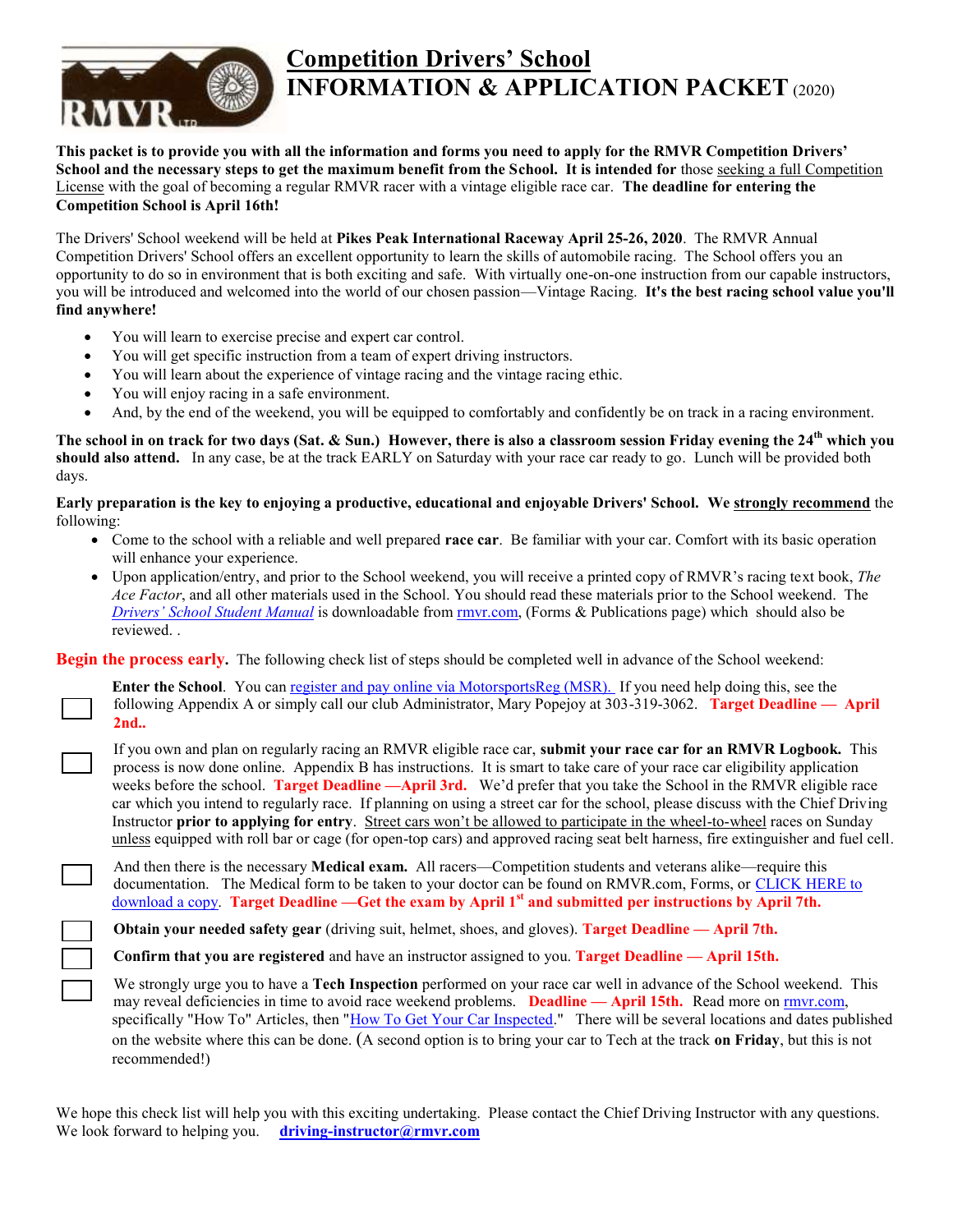# Competition Drivers' School
# INFORMATION & APPLICATION PACKET (2020)

**This packet is to provide you with all the information and forms you need to apply for the RMVR Competition Drivers' School and the necessary steps to get the maximum benefit from the School. It is intended for** those seeking a full Competition License with the goal of becoming a regular RMVR racer with a vintage eligible race car. **The deadline for entering the Competition School is April 16th!**

The Drivers' School weekend will be held at **Pikes Peak International Raceway April 25-26, 2020**. The RMVR Annual Competition Drivers' School offers an excellent opportunity to learn the skills of automobile racing. The School offers you an opportunity to do so in environment that is both exciting and safe. With virtually one-on-one instruction from our capable instructors, you will be introduced and welcomed into the world of our chosen passion—Vintage Racing. **It's the best racing school value you'll find anywhere!**

- You will learn to exercise precise and expert car control.
- You will get specific instruction from a team of expert driving instructors.
- You will learn about the experience of vintage racing and the vintage racing ethic.
- You will enjoy racing in a safe environment.
- And, by the end of the weekend, you will be equipped to comfortably and confidently be on track in a racing environment.

**The school in on track for two days (Sat. & Sun.) However, there is also a classroom session Friday evening the 24th which you should also attend.** In any case, be at the track EARLY on Saturday with your race car ready to go. Lunch will be provided both days.

**Early preparation is the key to enjoying a productive, educational and enjoyable Drivers' School. We strongly recommend** the following:

- Come to the school with a reliable and well prepared **race car**. Be familiar with your car. Comfort with its basic operation will enhance your experience.
- Upon application/entry, and prior to the School weekend, you will receive a printed copy of RMVR's racing text book, *The Ace Factor*, and all other materials used in the School. You should read these materials prior to the School weekend. The *Drivers' School Student Manual* is downloadable from rmvr.com, (Forms & Publications page) which should also be reviewed. .

**Begin the process early.** The following check list of steps should be completed well in advance of the School weekend:

- [ ] **Enter the School**. You can register and pay online via MotorsportsReg (MSR). If you need help doing this, see the following Appendix A or simply call our club Administrator, Mary Popejoy at 303-319-3062. **Target Deadline — April 2nd..**
- [ ] If you own and plan on regularly racing an RMVR eligible race car, **submit your race car for an RMVR Logbook.** This process is now done online. Appendix B has instructions. It is smart to take care of your race car eligibility application weeks before the school. **Target Deadline —April 3rd.** We'd prefer that you take the School in the RMVR eligible race car which you intend to regularly race. If planning on using a street car for the school, please discuss with the Chief Driving Instructor **prior to applying for entry**. Street cars won't be allowed to participate in the wheel-to-wheel races on Sunday unless equipped with roll bar or cage (for open-top cars) and approved racing seat belt harness, fire extinguisher and fuel cell.
- [ ] And then there is the necessary **Medical exam.** All racers—Competition students and veterans alike—require this documentation. The Medical form to be taken to your doctor can be found on RMVR.com, Forms, or CLICK HERE to download a copy. **Target Deadline —Get the exam by April 1st and submitted per instructions by April 7th.**
- [ ] **Obtain your needed safety gear** (driving suit, helmet, shoes, and gloves). **Target Deadline — April 7th.**
- [ ] **Confirm that you are registered** and have an instructor assigned to you. **Target Deadline — April 15th.**
- [ ] We strongly urge you to have a **Tech Inspection** performed on your race car well in advance of the School weekend. This may reveal deficiencies in time to avoid race weekend problems. **Deadline — April 15th.** Read more on rmvr.com, specifically "How To" Articles, then "How To Get Your Car Inspected." There will be several locations and dates published on the website where this can be done. (A second option is to bring your car to Tech at the track **on Friday**, but this is not recommended!)

We hope this check list will help you with this exciting undertaking. Please contact the Chief Driving Instructor with any questions. We look forward to helping you. **driving-instructor@rmvr.com**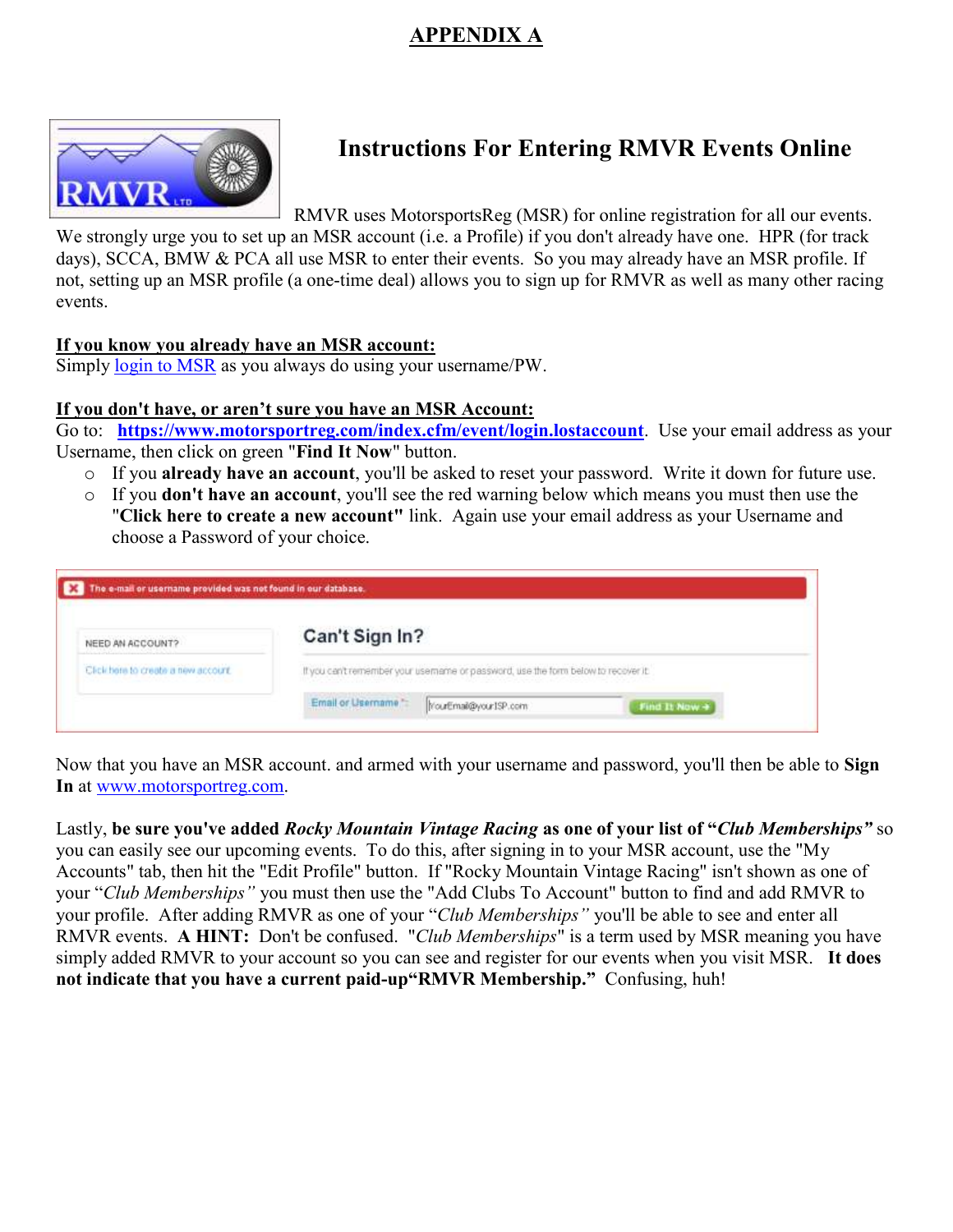# APPENDIX A

## Instructions For Entering RMVR Events Online

RMVR uses MotorsportsReg (MSR) for online registration for all our events. We strongly urge you to set up an MSR account (i.e. a Profile) if you don't already have one. HPR (for track days), SCCA, BMW & PCA all use MSR to enter their events. So you may already have an MSR profile. If not, setting up an MSR profile (a one-time deal) allows you to sign up for RMVR as well as many other racing events.

**If you know you already have an MSR account:**

Simply login to MSR as you always do using your username/PW.

**If you don't have, or aren't sure you have an MSR Account:**

Go to: **https://www.motorsportreg.com/index.cfm/event/login.lostaccount**. Use your email address as your Username, then click on green "**Find It Now**" button.

- If you **already have an account**, you'll be asked to reset your password. Write it down for future use.
- If you **don't have an account**, you'll see the red warning below which means you must then use the "**Click here to create a new account"** link. Again use your email address as your Username and choose a Password of your choice.

Now that you have an MSR account. and armed with your username and password, you'll then be able to **Sign In** at www.motorsportreg.com.

Lastly, **be sure you've added *Rocky Mountain Vintage Racing* as one of your list of "*Club Memberships"*** so you can easily see our upcoming events. To do this, after signing in to your MSR account, use the "My Accounts" tab, then hit the "Edit Profile" button. If "Rocky Mountain Vintage Racing" isn't shown as one of your "*Club Memberships"* you must then use the "Add Clubs To Account" button to find and add RMVR to your profile. After adding RMVR as one of your "*Club Memberships"* you'll be able to see and enter all RMVR events. **A HINT:** Don't be confused. "*Club Memberships*" is a term used by MSR meaning you have simply added RMVR to your account so you can see and register for our events when you visit MSR. **It does not indicate that you have a current paid-up"RMVR Membership."** Confusing, huh!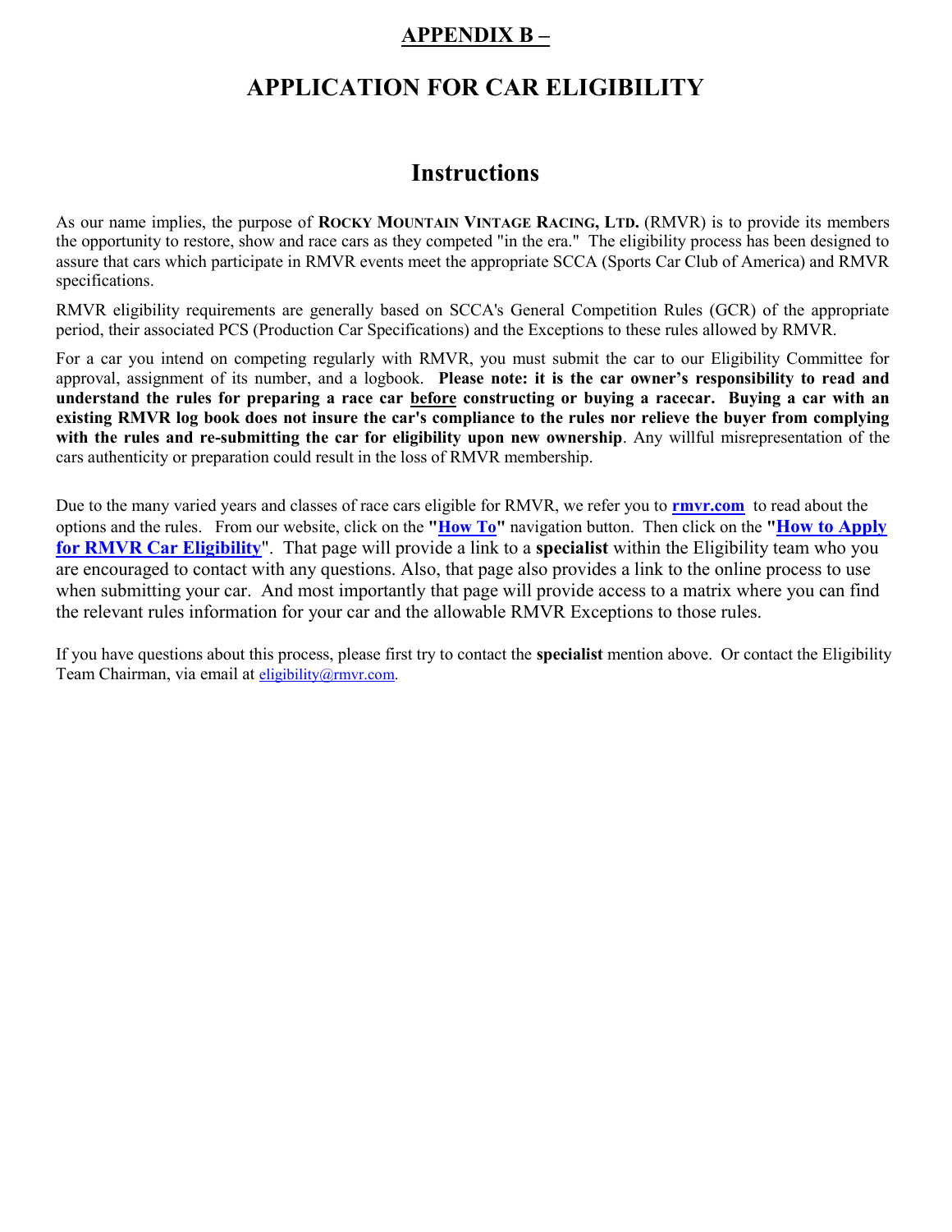# APPENDIX B –

# APPLICATION FOR CAR ELIGIBILITY

## Instructions

As our name implies, the purpose of **ROCKY MOUNTAIN VINTAGE RACING, LTD.** (RMVR) is to provide its members the opportunity to restore, show and race cars as they competed "in the era." The eligibility process has been designed to assure that cars which participate in RMVR events meet the appropriate SCCA (Sports Car Club of America) and RMVR specifications.

RMVR eligibility requirements are generally based on SCCA's General Competition Rules (GCR) of the appropriate period, their associated PCS (Production Car Specifications) and the Exceptions to these rules allowed by RMVR.

For a car you intend on competing regularly with RMVR, you must submit the car to our Eligibility Committee for approval, assignment of its number, and a logbook. **Please note: it is the car owner's responsibility to read and understand the rules for preparing a race car before constructing or buying a racecar. Buying a car with an existing RMVR log book does not insure the car's compliance to the rules nor relieve the buyer from complying with the rules and re-submitting the car for eligibility upon new ownership**. Any willful misrepresentation of the cars authenticity or preparation could result in the loss of RMVR membership.

Due to the many varied years and classes of race cars eligible for RMVR, we refer you to **rmvr.com** to read about the options and the rules. From our website, click on the **"How To"** navigation button. Then click on the **"How to Apply for RMVR Car Eligibility"**. That page will provide a link to a **specialist** within the Eligibility team who you are encouraged to contact with any questions. Also, that page also provides a link to the online process to use when submitting your car. And most importantly that page will provide access to a matrix where you can find the relevant rules information for your car and the allowable RMVR Exceptions to those rules.

If you have questions about this process, please first try to contact the **specialist** mention above. Or contact the Eligibility Team Chairman, via email at eligibility@rmvr.com.